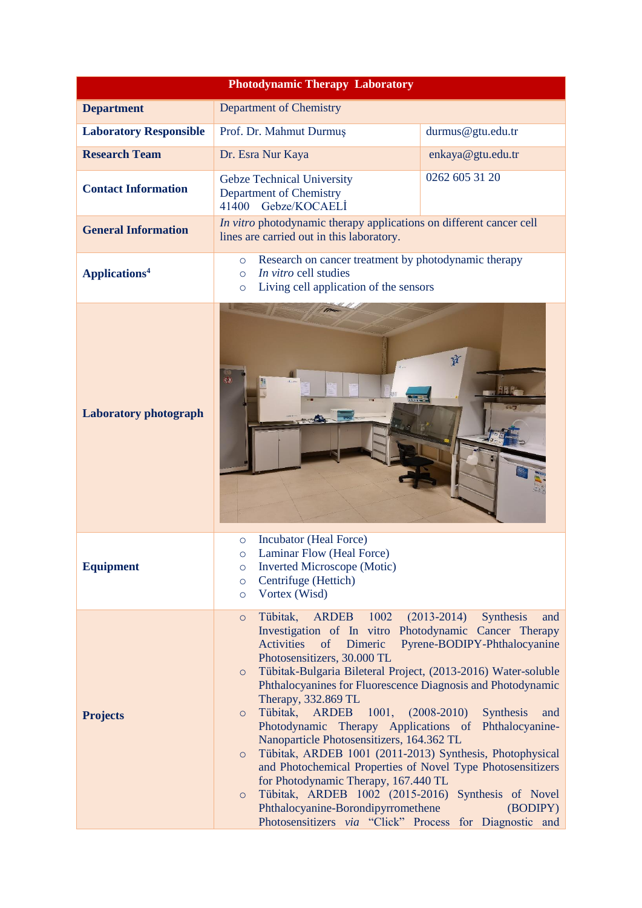| Photodynamic Therapy Laboratory | | |
|---|---|---|
| **Department** | Department of Chemistry | |
| **Laboratory Responsible** | Prof. Dr. Mahmut Durmuş | durmus@gtu.edu.tr |
| **Research Team** | Dr. Esra Nur Kaya | enkaya@gtu.edu.tr |
| **Contact Information** | Gebze Technical University<br>Department of Chemistry<br>41400 Gebze/KOCAELİ | 0262 605 31 20 |
| **General Information** | *In vitro* photodynamic therapy applications on different cancer cell lines are carried out in this laboratory. | |
| **Applications**[4] | ○ Research on cancer treatment by photodynamic therapy<br>○ *In vitro* cell studies<br>○ Living cell application of the sensors | |
| **Laboratory photograph** | | |
| **Equipment** | ○ Incubator (Heal Force)<br>○ Laminar Flow (Heal Force)<br>○ Inverted Microscope (Motic)<br>○ Centrifuge (Hettich)<br>○ Vortex (Wisd) | |
| **Projects** | ○ Tübitak, ARDEB 1002 (2013-2014) Synthesis and Investigation of In vitro Photodynamic Cancer Therapy Activities of Dimeric Pyrene-BODIPY-Phthalocyanine Photosensitizers, 30.000 TL<br>○ Tübitak-Bulgaria Bileteral Project, (2013-2016) Water-soluble Phthalocyanines for Fluorescence Diagnosis and Photodynamic Therapy, 332.869 TL<br>○ Tübitak, ARDEB 1001, (2008-2010) Synthesis and Photodynamic Therapy Applications of Phthalocyanine-Nanoparticle Photosensitizers, 164.362 TL<br>○ Tübitak, ARDEB 1001 (2011-2013) Synthesis, Photophysical and Photochemical Properties of Novel Type Photosensitizers for Photodynamic Therapy, 167.440 TL<br>○ Tübitak, ARDEB 1002 (2015-2016) Synthesis of Novel Phthalocyanine-Borondipyrromethene (BODIPY) Photosensitizers *via* "Click" Process for Diagnostic and | |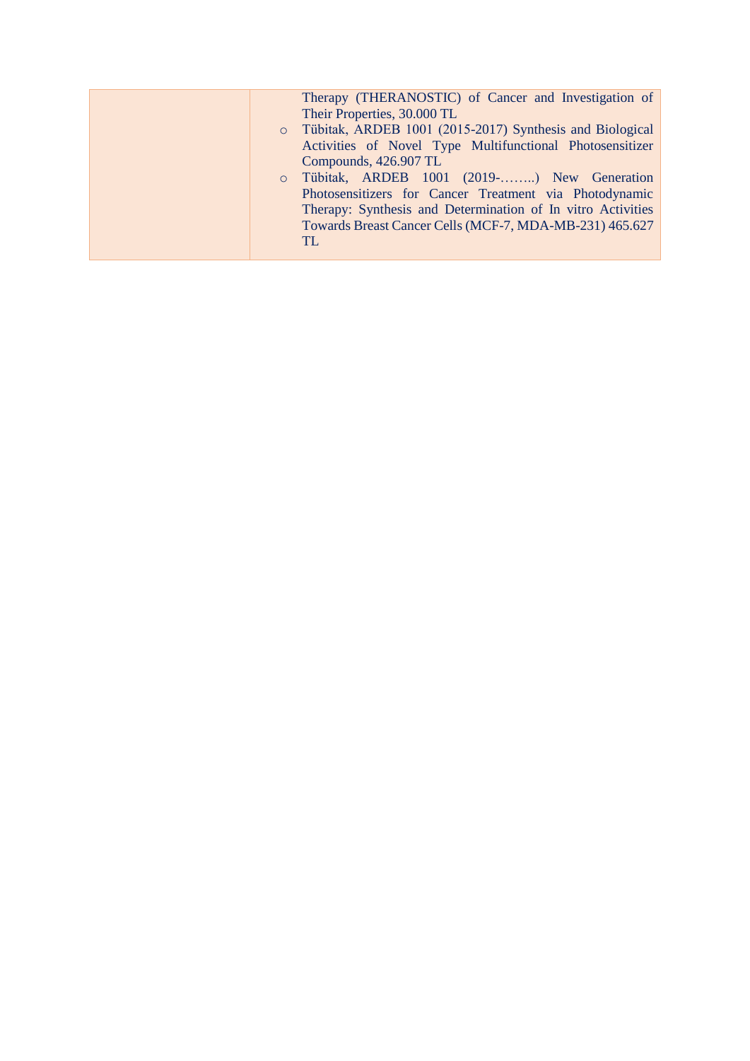| | |
|---|---|
| | Therapy (THERANOSTIC) of Cancer and Investigation of Their Properties, 30.000 TL<br>◦ Tübitak, ARDEB 1001 (2015-2017) Synthesis and Biological Activities of Novel Type Multifunctional Photosensitizer Compounds, 426.907 TL<br>◦ Tübitak, ARDEB 1001 (2019-……..) New Generation Photosensitizers for Cancer Treatment via Photodynamic Therapy: Synthesis and Determination of In vitro Activities Towards Breast Cancer Cells (MCF-7, MDA-MB-231) 465.627 TL |